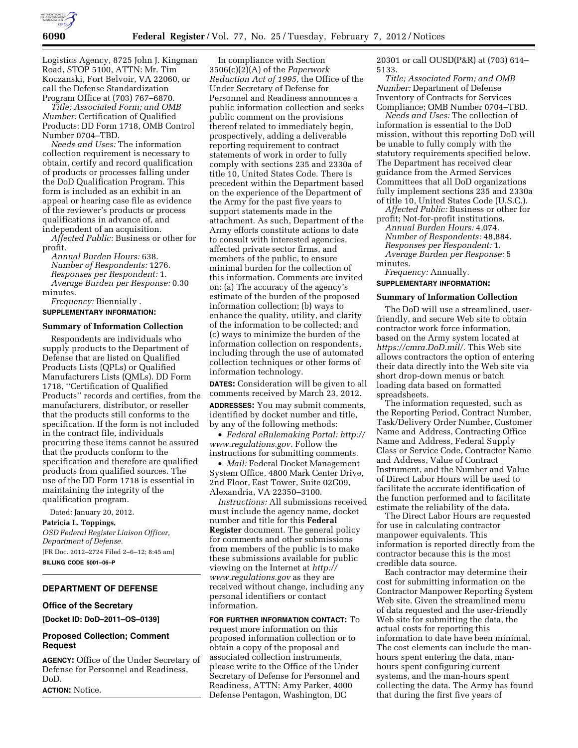Logistics Agency, 8725 John J. Kingman Road, STOP 5100, ATTN: Mr. Tim Koczanski, Fort Belvoir, VA 22060, or call the Defense Standardization Program Office at (703) 767–6870.

*Title; Associated Form; and OMB Number:* Certification of Qualified Products; DD Form 1718, OMB Control Number 0704–TBD.

*Needs and Uses:* The information collection requirement is necessary to obtain, certify and record qualification of products or processes falling under the DoD Qualification Program. This form is included as an exhibit in an appeal or hearing case file as evidence of the reviewer's products or process qualifications in advance of, and independent of an acquisition.

*Affected Public:* Business or other for profit.

*Annual Burden Hours:* 638.

*Number of Respondents:* 1276.

*Responses per Respondent:* 1.

*Average Burden per Response:* 0.30 minutes.

*Frequency:* Biennially .

**SUPPLEMENTARY INFORMATION:**

**Summary of Information Collection**

Respondents are individuals who supply products to the Department of Defense that are listed on Qualified Products Lists (QPLs) or Qualified Manufacturers Lists (QMLs). DD Form 1718, ''Certification of Qualified Products'' records and certifies, from the manufacturers, distributor, or reseller that the products still conforms to the specification. If the form is not included in the contract file, individuals procuring these items cannot be assured that the products conform to the specification and therefore are qualified products from qualified sources. The use of the DD Form 1718 is essential in maintaining the integrity of the qualification program.

Dated: January 20, 2012.

**Patricia L. Toppings,**

*OSD Federal Register Liaison Officer, Department of Defense.*

[FR Doc. 2012–2724 Filed 2–6–12; 8:45 am]

**BILLING CODE 5001–06–P**

## DEPARTMENT OF DEFENSE

### Office of the Secretary

**[Docket ID: DoD–2011–OS–0139]**

### Proposed Collection; Comment Request

**AGENCY:** Office of the Under Secretary of Defense for Personnel and Readiness, DoD.

**ACTION:** Notice.

In compliance with Section 3506(c)(2)(A) of the *Paperwork Reduction Act of 1995*, the Office of the Under Secretary of Defense for Personnel and Readiness announces a public information collection and seeks public comment on the provisions thereof related to immediately begin, prospectively, adding a deliverable reporting requirement to contract statements of work in order to fully comply with sections 235 and 2330a of title 10, United States Code. There is precedent within the Department based on the experience of the Department of the Army for the past five years to support statements made in the attachment. As such, Department of the Army efforts constitute actions to date to consult with interested agencies, affected private sector firms, and members of the public, to ensure minimal burden for the collection of this information. Comments are invited on: (a) The accuracy of the agency's estimate of the burden of the proposed information collection; (b) ways to enhance the quality, utility, and clarity of the information to be collected; and (c) ways to minimize the burden of the information collection on respondents, including through the use of automated collection techniques or other forms of information technology.

**DATES:** Consideration will be given to all comments received by March 23, 2012.

**ADDRESSES:** You may submit comments, identified by docket number and title, by any of the following methods:

- *Federal eRulemaking Portal: http://www.regulations.gov.* Follow the instructions for submitting comments.
- *Mail:* Federal Docket Management System Office, 4800 Mark Center Drive, 2nd Floor, East Tower, Suite 02G09, Alexandria, VA 22350–3100.

*Instructions:* All submissions received must include the agency name, docket number and title for this **Federal Register** document. The general policy for comments and other submissions from members of the public is to make these submissions available for public viewing on the Internet at *http://www.regulations.gov* as they are received without change, including any personal identifiers or contact information.

**FOR FURTHER INFORMATION CONTACT:** To request more information on this proposed information collection or to obtain a copy of the proposal and associated collection instruments, please write to the Office of the Under Secretary of Defense for Personnel and Readiness, ATTN: Amy Parker, 4000 Defense Pentagon, Washington, DC 20301 or call OUSD(P&R) at (703) 614–5133.

*Title; Associated Form; and OMB Number:* Department of Defense Inventory of Contracts for Services Compliance; OMB Number 0704–TBD.

*Needs and Uses:* The collection of information is essential to the DoD mission, without this reporting DoD will be unable to fully comply with the statutory requirements specified below. The Department has received clear guidance from the Armed Services Committees that all DoD organizations fully implement sections 235 and 2330a of title 10, United States Code (U.S.C.).

*Affected Public:* Business or other for profit; Not-for-profit institutions.

*Annual Burden Hours:* 4,074.

*Number of Respondents:* 48,884.

*Responses per Respondent:* 1.

*Average Burden per Response:* 5 minutes.

*Frequency:* Annually.

**SUPPLEMENTARY INFORMATION:**

**Summary of Information Collection**

The DoD will use a streamlined, user-friendly, and secure Web site to obtain contractor work force information, based on the Army system located at *https://cmra.DoD.mil/*. This Web site allows contractors the option of entering their data directly into the Web site via short drop-down menus or batch loading data based on formatted spreadsheets.

The information requested, such as the Reporting Period, Contract Number, Task/Delivery Order Number, Customer Name and Address, Contracting Office Name and Address, Federal Supply Class or Service Code, Contractor Name and Address, Value of Contract Instrument, and the Number and Value of Direct Labor Hours will be used to facilitate the accurate identification of the function performed and to facilitate estimate the reliability of the data.

The Direct Labor Hours are requested for use in calculating contractor manpower equivalents. This information is reported directly from the contractor because this is the most credible data source.

Each contractor may determine their cost for submitting information on the Contractor Manpower Reporting System Web site. Given the streamlined menu of data requested and the user-friendly Web site for submitting the data, the actual costs for reporting this information to date have been minimal. The cost elements can include the man-hours spent entering the data, man-hours spent configuring current systems, and the man-hours spent collecting the data. The Army has found that during the first five years of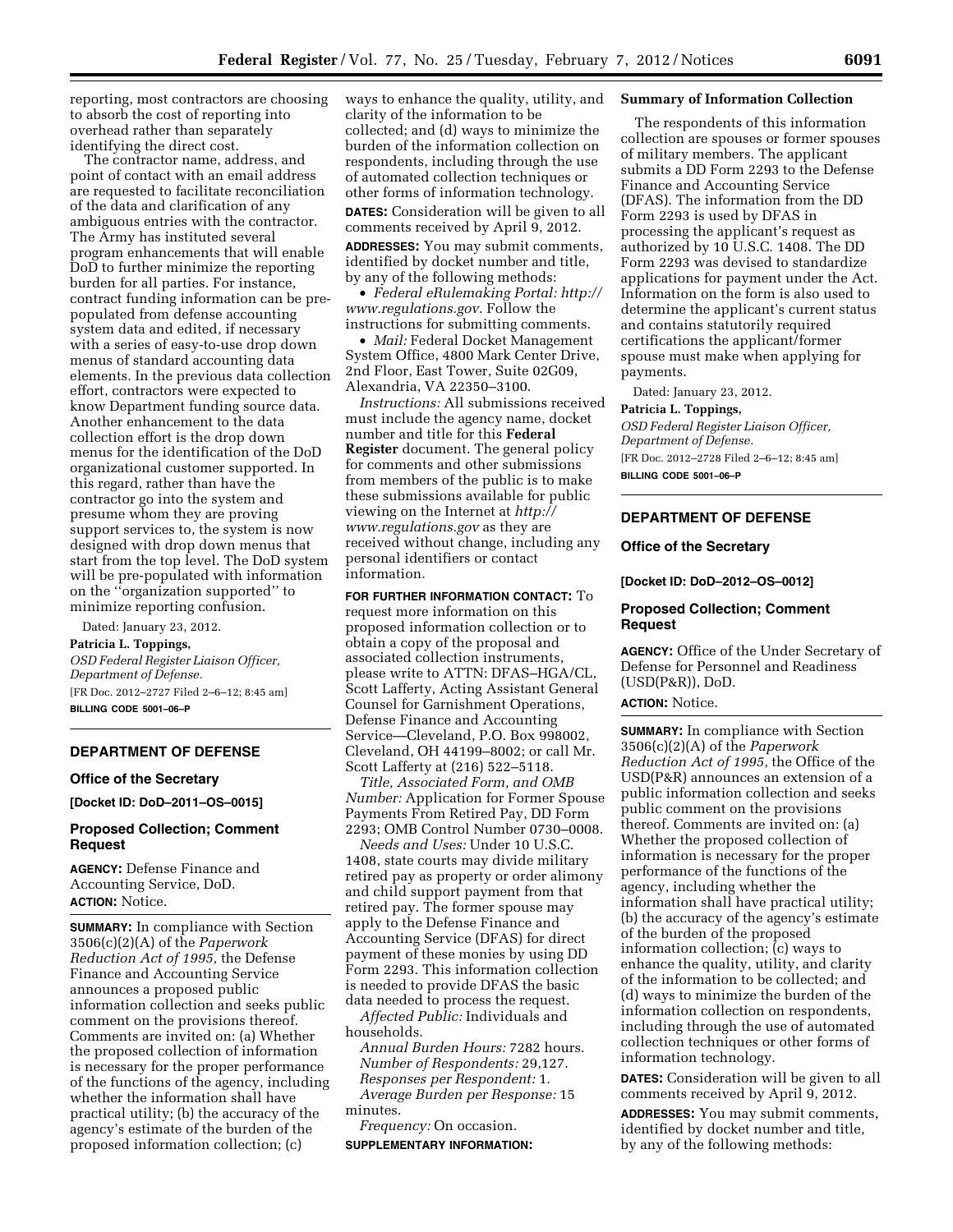reporting, most contractors are choosing to absorb the cost of reporting into overhead rather than separately identifying the direct cost.

The contractor name, address, and point of contact with an email address are requested to facilitate reconciliation of the data and clarification of any ambiguous entries with the contractor. The Army has instituted several program enhancements that will enable DoD to further minimize the reporting burden for all parties. For instance, contract funding information can be pre-populated from defense accounting system data and edited, if necessary with a series of easy-to-use drop down menus of standard accounting data elements. In the previous data collection effort, contractors were expected to know Department funding source data. Another enhancement to the data collection effort is the drop down menus for the identification of the DoD organizational customer supported. In this regard, rather than have the contractor go into the system and presume whom they are proving support services to, the system is now designed with drop down menus that start from the top level. The DoD system will be pre-populated with information on the ''organization supported'' to minimize reporting confusion.

Dated: January 23, 2012.

**Patricia L. Toppings,**

*OSD Federal Register Liaison Officer, Department of Defense.*

[FR Doc. 2012–2727 Filed 2–6–12; 8:45 am]

**BILLING CODE 5001–06–P**

---

## DEPARTMENT OF DEFENSE

### Office of the Secretary

**[Docket ID: DoD–2011–OS–0015]**

### Proposed Collection; Comment Request

**AGENCY:** Defense Finance and Accounting Service, DoD.

**ACTION:** Notice.

**SUMMARY:** In compliance with Section 3506(c)(2)(A) of the *Paperwork Reduction Act of 1995,* the Defense Finance and Accounting Service announces a proposed public information collection and seeks public comment on the provisions thereof. Comments are invited on: (a) Whether the proposed collection of information is necessary for the proper performance of the functions of the agency, including whether the information shall have practical utility; (b) the accuracy of the agency's estimate of the burden of the proposed information collection; (c) ways to enhance the quality, utility, and clarity of the information to be collected; and (d) ways to minimize the burden of the information collection on respondents, including through the use of automated collection techniques or other forms of information technology.

**DATES:** Consideration will be given to all comments received by April 9, 2012.

**ADDRESSES:** You may submit comments, identified by docket number and title, by any of the following methods:

- *Federal eRulemaking Portal: http://www.regulations.gov*. Follow the instructions for submitting comments.
- *Mail:* Federal Docket Management System Office, 4800 Mark Center Drive, 2nd Floor, East Tower, Suite 02G09, Alexandria, VA 22350–3100.

*Instructions:* All submissions received must include the agency name, docket number and title for this **Federal Register** document. The general policy for comments and other submissions from members of the public is to make these submissions available for public viewing on the Internet at *http://www.regulations.gov* as they are received without change, including any personal identifiers or contact information.

**FOR FURTHER INFORMATION CONTACT:** To request more information on this proposed information collection or to obtain a copy of the proposal and associated collection instruments, please write to ATTN: DFAS–HGA/CL, Scott Lafferty, Acting Assistant General Counsel for Garnishment Operations, Defense Finance and Accounting Service—Cleveland, P.O. Box 998002, Cleveland, OH 44199–8002; or call Mr. Scott Lafferty at (216) 522–5118.

*Title, Associated Form, and OMB Number:* Application for Former Spouse Payments From Retired Pay, DD Form 2293; OMB Control Number 0730–0008.

*Needs and Uses:* Under 10 U.S.C. 1408, state courts may divide military retired pay as property or order alimony and child support payment from that retired pay. The former spouse may apply to the Defense Finance and Accounting Service (DFAS) for direct payment of these monies by using DD Form 2293. This information collection is needed to provide DFAS the basic data needed to process the request.

*Affected Public:* Individuals and households.

*Annual Burden Hours:* 7282 hours.

*Number of Respondents:* 29,127.

*Responses per Respondent:* 1.

*Average Burden per Response:* 15 minutes.

*Frequency:* On occasion.

**SUPPLEMENTARY INFORMATION:**

**Summary of Information Collection**

The respondents of this information collection are spouses or former spouses of military members. The applicant submits a DD Form 2293 to the Defense Finance and Accounting Service (DFAS). The information from the DD Form 2293 is used by DFAS in processing the applicant's request as authorized by 10 U.S.C. 1408. The DD Form 2293 was devised to standardize applications for payment under the Act. Information on the form is also used to determine the applicant's current status and contains statutorily required certifications the applicant/former spouse must make when applying for payments.

Dated: January 23, 2012.

**Patricia L. Toppings,**

*OSD Federal Register Liaison Officer, Department of Defense.*

[FR Doc. 2012–2728 Filed 2–6–12; 8:45 am]

**BILLING CODE 5001–06–P**

---

## DEPARTMENT OF DEFENSE

### Office of the Secretary

**[Docket ID: DoD–2012–OS–0012]**

### Proposed Collection; Comment Request

**AGENCY:** Office of the Under Secretary of Defense for Personnel and Readiness (USD(P&R)), DoD.

**ACTION:** Notice.

**SUMMARY:** In compliance with Section 3506(c)(2)(A) of the *Paperwork Reduction Act of 1995*, the Office of the USD(P&R) announces an extension of a public information collection and seeks public comment on the provisions thereof. Comments are invited on: (a) Whether the proposed collection of information is necessary for the proper performance of the functions of the agency, including whether the information shall have practical utility; (b) the accuracy of the agency's estimate of the burden of the proposed information collection; (c) ways to enhance the quality, utility, and clarity of the information to be collected; and (d) ways to minimize the burden of the information collection on respondents, including through the use of automated collection techniques or other forms of information technology.

**DATES:** Consideration will be given to all comments received by April 9, 2012.

**ADDRESSES:** You may submit comments, identified by docket number and title, by any of the following methods: